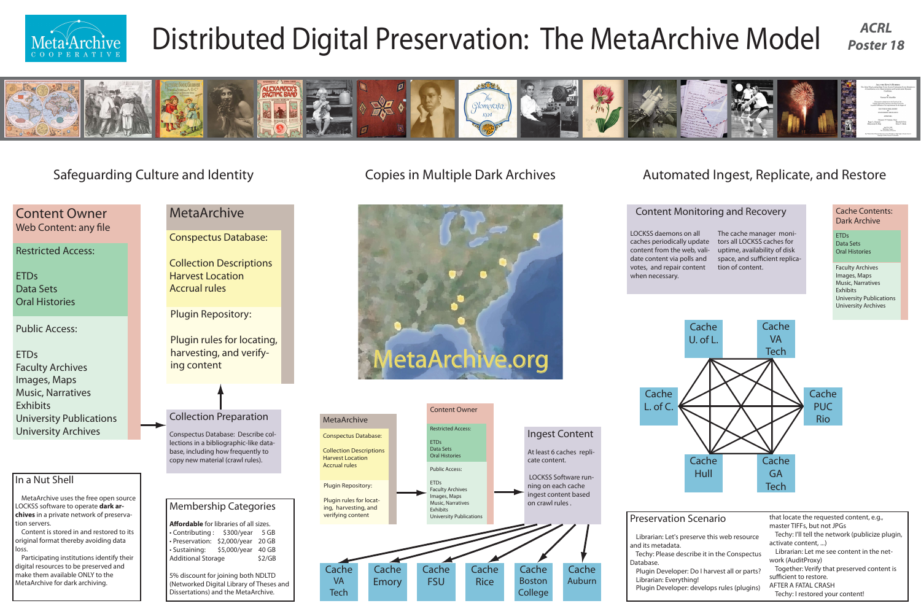# Distributed Digital Preservation: The MetaArchive Model

ACRL Poster 18

MetaArchive COOPERATIVE

## Safeguarding Culture and Identity

### Content Owner

Web Content: any file

**Restricted Access:**

- ETDs
- Data Sets
- Oral Histories

**Public Access:**

- ETDs
- Faculty Archives
- Images, Maps
- Music, Narratives
- Exhibits
- University Publications
- University Archives

### MetaArchive

**Conspectus Database:**

- Collection Descriptions
- Harvest Location
- Accrual rules

**Plugin Repository:**

Plugin rules for locating, harvesting, and verifying content

### Collection Preparation

Conspectus Database: Describe collections in a bibliographic-like database, including how frequently to copy new material (crawl rules).

### In a Nut Shell

MetaArchive uses the free open source LOCKSS software to operate **dark archives** in a private network of preservation servers.

Content is stored in and restored to its original format thereby avoiding data loss.

Participating institutions identify their digital resources to be preserved and make them available ONLY to the MetaArchive for dark archiving.

### Membership Categories

**Affordable** for libraries of all sizes.

| Category | Cost | Storage |
|---|---|---|
| Contributing: | $300/year | 5 GB |
| Preservation: | $2,000/year | 20 GB |
| Sustaining: | $5,000/year | 40 GB |
| Additional Storage | | $2/GB |

5% discount for joining both NDLTD (Networked Digital Library of Theses and Dissertations) and the MetaArchive.

## Copies in Multiple Dark Archives

MetaArchive.org

### MetaArchive

**Conspectus Database:**

- Collection Descriptions
- Harvest Location
- Accrual rules

**Plugin Repository:**

Plugin rules for locating, harvesting, and verifying content

### Content Owner

**Restricted Access:**

- ETDs
- Data Sets
- Oral Histories

**Public Access:**

- ETDs
- Faculty Archives
- Images, Maps
- Music, Narratives
- Exhibits
- University Publications

### Ingest Content

At least 6 caches replicate content.

LOCKSS Software running on each cache ingest content based on crawl rules.

Cache VA Tech | Cache Emory | Cache FSU | Cache Rice | Cache Boston College | Cache Auburn

## Automated Ingest, Replicate, and Restore

### Content Monitoring and Recovery

LOCKSS daemons on all caches periodically update content from the web, validate content via polls and votes, and repair content when necessary.

The cache manager monitors all LOCKSS caches for uptime, availability of disk space, and sufficient replication of content.

### Cache Contents: Dark Archive

- ETDs
- Data Sets
- Oral Histories

- Faculty Archives
- Images, Maps
- Music, Narratives
- Exhibits
- University Publications
- University Archives

Cache U. of L. | Cache VA Tech | Cache L. of C. | Cache PUC Rio | Cache Hull | Cache GA Tech

### Preservation Scenario

Librarian: Let's preserve this web resource and its metadata.

Techy: Please describe it in the Conspectus Database.

Plugin Developer: Do I harvest all or parts?

Librarian: Everything!

Plugin Developer: develops rules (plugins) that locate the requested content, e.g., master TIFFs, but not JPGs

Techy: I'll tell the network (publicize plugin, activate content, ...)

Librarian: Let me see content in the network (AuditProxy)

Together: Verify that preserved content is sufficient to restore.

AFTER A FATAL CRASH

Techy: I restored your content!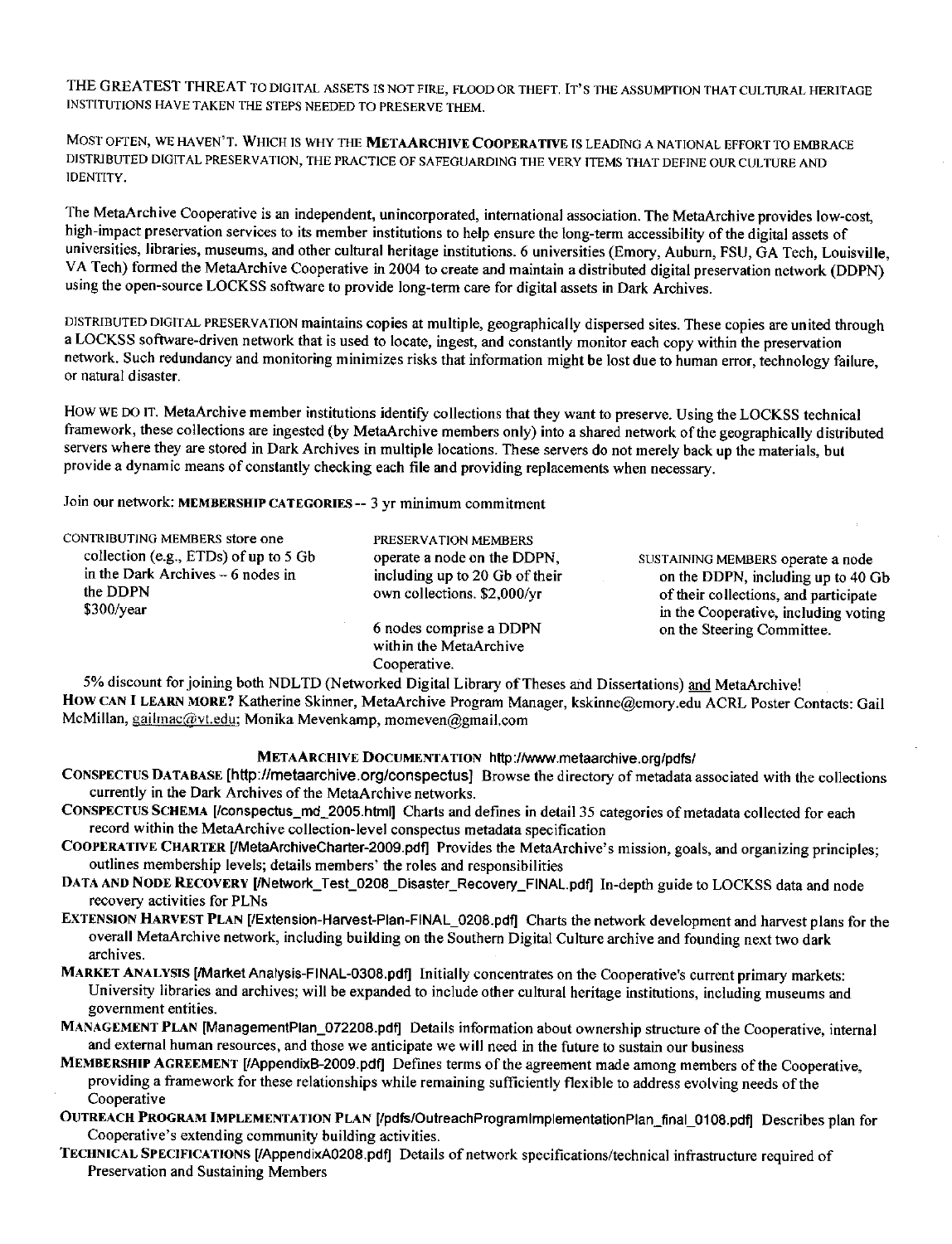THE GREATEST THREAT TO DIGITAL ASSETS IS NOT FIRE, FLOOD OR THEFT. IT'S THE ASSUMPTION THAT CULTURAL HERITAGE INSTITUTIONS HAVE TAKEN THE STEPS NEEDED TO PRESERVE THEM.

MOST OFTEN, WE HAVEN'T. WHICH IS WHY THE **METAARCHIVE COOPERATIVE** IS LEADING A NATIONAL EFFORT TO EMBRACE DISTRIBUTED DIGITAL PRESERVATION, THE PRACTICE OF SAFEGUARDING THE VERY ITEMS THAT DEFINE OUR CULTURE AND IDENTITY.

The MetaArchive Cooperative is an independent, unincorporated, international association. The MetaArchive provides low-cost, high-impact preservation services to its member institutions to help ensure the long-term accessibility of the digital assets of universities, libraries, museums, and other cultural heritage institutions. 6 universities (Emory, Auburn, FSU, GA Tech, Louisville, VA Tech) formed the MetaArchive Cooperative in 2004 to create and maintain a distributed digital preservation network (DDPN) using the open-source LOCKSS software to provide long-term care for digital assets in Dark Archives.

DISTRIBUTED DIGITAL PRESERVATION maintains copies at multiple, geographically dispersed sites. These copies are united through a LOCKSS software-driven network that is used to locate, ingest, and constantly monitor each copy within the preservation network. Such redundancy and monitoring minimizes risks that information might be lost due to human error, technology failure, or natural disaster.

HOW WE DO IT. MetaArchive member institutions identify collections that they want to preserve. Using the LOCKSS technical framework, these collections are ingested (by MetaArchive members only) into a shared network of the geographically distributed servers where they are stored in Dark Archives in multiple locations. These servers do not merely back up the materials, but provide a dynamic means of constantly checking each file and providing replacements when necessary.

Join our network: **MEMBERSHIP CATEGORIES** -- 3 yr minimum commitment

CONTRIBUTING MEMBERS store one collection (e.g., ETDs) of up to 5 Gb in the Dark Archives – 6 nodes in the DDPN $300/year

PRESERVATION MEMBERS operate a node on the DDPN, including up to 20 Gb of their own collections. $2,000/yr

6 nodes comprise a DDPN within the MetaArchive Cooperative.

SUSTAINING MEMBERS operate a node on the DDPN, including up to 40 Gb of their collections, and participate in the Cooperative, including voting on the Steering Committee.

5% discount for joining both NDLTD (Networked Digital Library of Theses and Dissertations) and MetaArchive!

**HOW CAN I LEARN MORE?** Katherine Skinner, MetaArchive Program Manager, kskinne@emory.edu ACRL Poster Contacts: Gail McMillan, gailmac@vt.edu; Monika Mevenkamp, momeven@gmail.com

## METAARCHIVE DOCUMENTATION http://www.metaarchive.org/pdfs/

**CONSPECTUS DATABASE** [http://metaarchive.org/conspectus] Browse the directory of metadata associated with the collections currently in the Dark Archives of the MetaArchive networks.

**CONSPECTUS SCHEMA** [/conspectus_md_2005.html] Charts and defines in detail 35 categories of metadata collected for each record within the MetaArchive collection-level conspectus metadata specification

**COOPERATIVE CHARTER** [/MetaArchiveCharter-2009.pdf] Provides the MetaArchive's mission, goals, and organizing principles; outlines membership levels; details members' the roles and responsibilities

**DATA AND NODE RECOVERY** [/Network_Test_0208_Disaster_Recovery_FINAL.pdf] In-depth guide to LOCKSS data and node recovery activities for PLNs

**EXTENSION HARVEST PLAN** [/Extension-Harvest-Plan-FINAL_0208.pdf] Charts the network development and harvest plans for the overall MetaArchive network, including building on the Southern Digital Culture archive and founding next two dark archives.

**MARKET ANALYSIS** [/Market Analysis-FINAL-0308.pdf] Initially concentrates on the Cooperative's current primary markets: University libraries and archives; will be expanded to include other cultural heritage institutions, including museums and government entities.

**MANAGEMENT PLAN** [ManagementPlan_072208.pdf] Details information about ownership structure of the Cooperative, internal and external human resources, and those we anticipate we will need in the future to sustain our business

**MEMBERSHIP AGREEMENT** [/AppendixB-2009.pdf] Defines terms of the agreement made among members of the Cooperative, providing a framework for these relationships while remaining sufficiently flexible to address evolving needs of the Cooperative

**OUTREACH PROGRAM IMPLEMENTATION PLAN** [/pdfs/OutreachProgramImplementationPlan_final_0108.pdf] Describes plan for Cooperative's extending community building activities.

**TECHNICAL SPECIFICATIONS** [/AppendixA0208.pdf] Details of network specifications/technical infrastructure required of Preservation and Sustaining Members